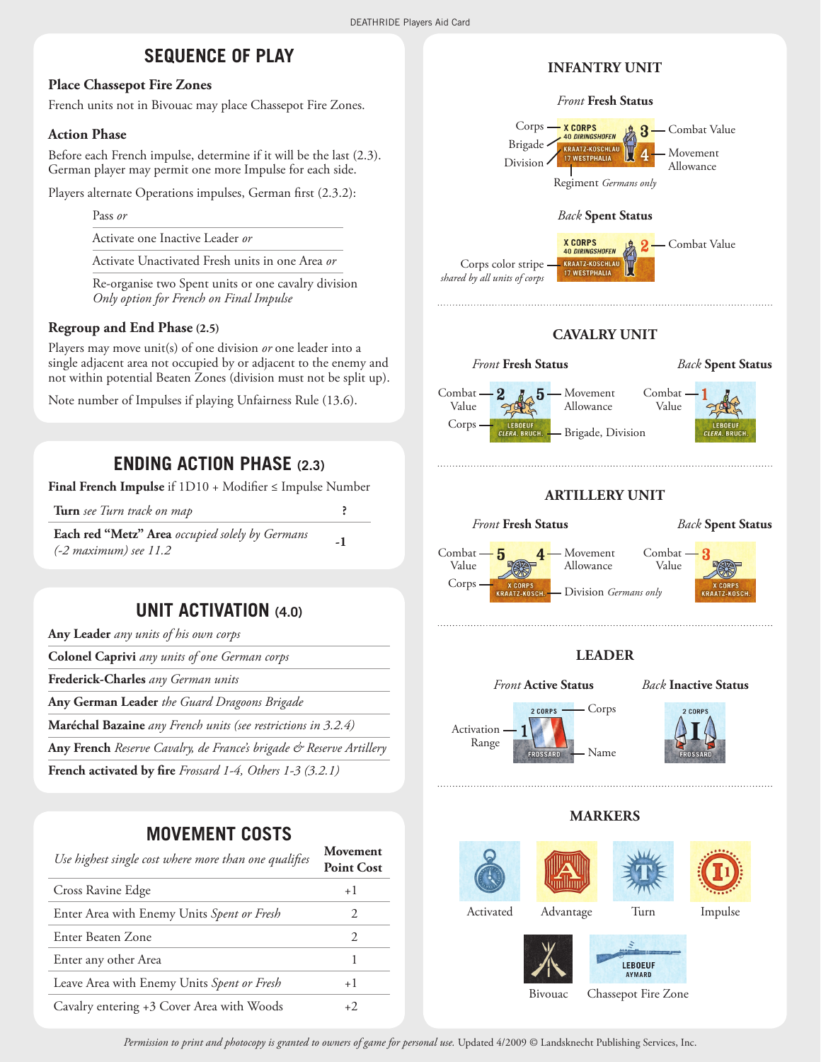# SEQUENCE OF PLAY

### Place Chassepot Fire Zones

French units not in Bivouac may place Chassepot Fire Zones.

### Action Phase

Before each French impulse, determine if it will be the last (2.3). German player may permit one more Impulse for each side.

Players alternate Operations impulses, German first (2.3.2):

- Pass *or*
- Activate one Inactive Leader *or*
- Activate Unactivated Fresh units in one Area *or*
- Re-organise two Spent units or one cavalry division *Only option for French on Final Impulse*

### Regroup and End Phase (2.5)

Players may move unit(s) of one division *or* one leader into a single adjacent area not occupied by or adjacent to the enemy and not within potential Beaten Zones (division must not be split up).

Note number of Impulses if playing Unfairness Rule (13.6).

# ENDING ACTION PHASE (2.3)

**Final French Impulse** if 1D10 + Modifier ≤ Impulse Number

| | |
|---|---|
| **Turn** *see Turn track on map* | ? |
| **Each red "Metz" Area** *occupied solely by Germans (-2 maximum) see 11.2* | -1 |

# UNIT ACTIVATION (4.0)

**Any Leader** *any units of his own corps*

**Colonel Caprivi** *any units of one German corps*

**Frederick-Charles** *any German units*

**Any German Leader** *the Guard Dragoons Brigade*

**Maréchal Bazaine** *any French units (see restrictions in 3.2.4)*

**Any French** *Reserve Cavalry, de France's brigade & Reserve Artillery*

**French activated by fire** *Frossard 1-4, Others 1-3 (3.2.1)*

# MOVEMENT COSTS

| *Use highest single cost where more than one qualifies* | Movement Point Cost |
|---|---|
| Cross Ravine Edge | +1 |
| Enter Area with Enemy Units *Spent or Fresh* | 2 |
| Enter Beaten Zone | 2 |
| Enter any other Area | 1 |
| Leave Area with Enemy Units *Spent or Fresh* | +1 |
| Cavalry entering +3 Cover Area with Woods | +2 |

## INFANTRY UNIT

*Front* **Fresh Status**

Corps (X CORPS), Brigade (40 DIRINGSHOFEN), Division (KRAATZ-KOSCHLAU), Regiment *Germans only* (17 WESTPHALIA), Combat Value (3), Movement Allowance (4)

*Back* **Spent Status**

Combat Value (2), Corps color stripe *shared by all units of corps*

## CAVALRY UNIT

*Front* **Fresh Status**: Combat Value (2), Movement Allowance (5), Corps, Brigade, Division (LEBOEUF CLERA. BRUCH.)

*Back* **Spent Status**: Combat Value (1)

## ARTILLERY UNIT

*Front* **Fresh Status**: Combat Value (5), Movement Allowance (4), Corps (X CORPS), Division *Germans only* (KRAATZ-KOSCH.)

*Back* **Spent Status**: Combat Value (3)

## LEADER

*Front* **Active Status**: Activation Range (1), Corps (2 CORPS), Name (FROSSARD)

*Back* **Inactive Status**

## MARKERS

Activated, Advantage, Turn, Impulse, Bivouac, Chassepot Fire Zone

*Permission to print and photocopy is granted to owners of game for personal use.* Updated 4/2009 © Landsknecht Publishing Services, Inc.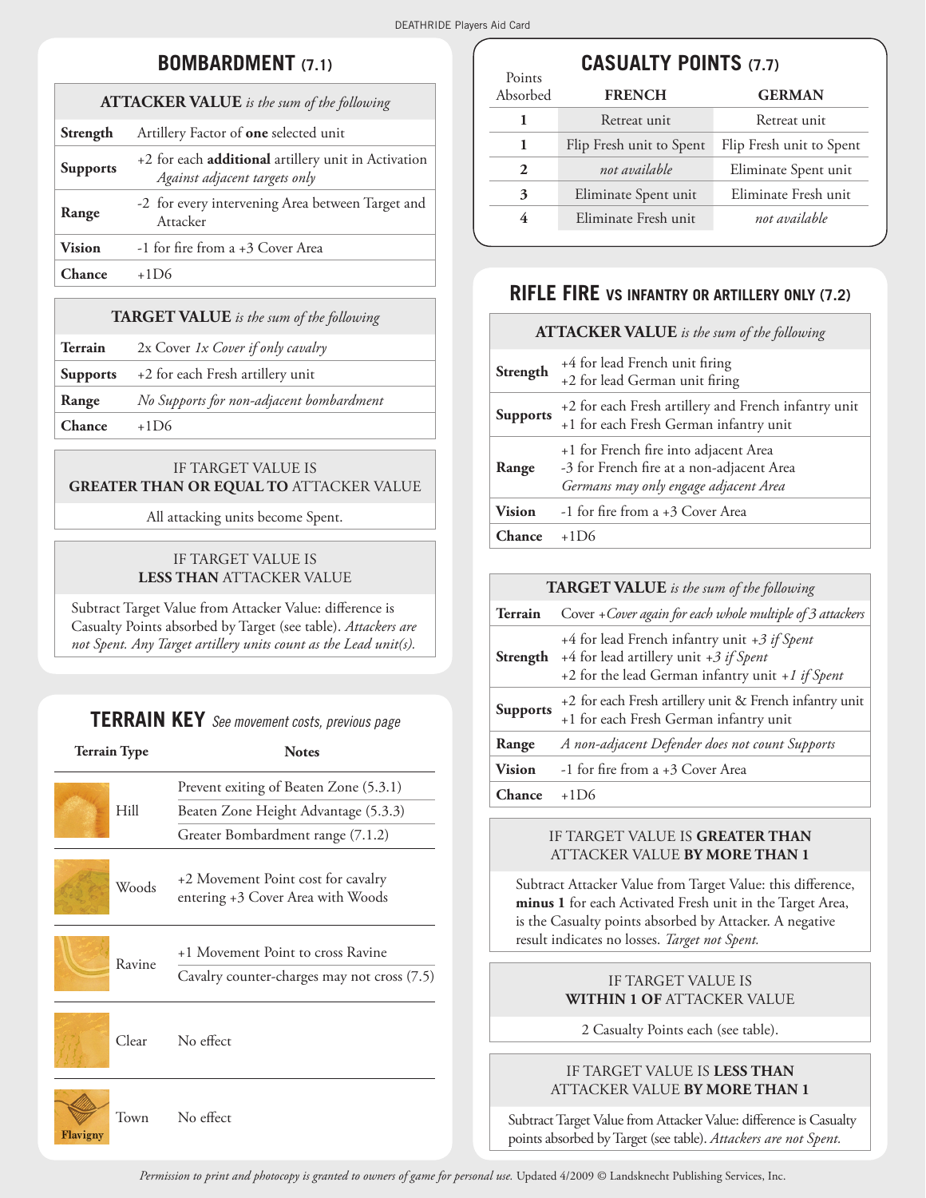## BOMBARDMENT (7.1)

| ATTACKER VALUE *is the sum of the following* | |
|---|---|
| **Strength** | Artillery Factor of **one** selected unit |
| **Supports** | +2 for each **additional** artillery unit in Activation *Against adjacent targets only* |
| **Range** | -2 for every intervening Area between Target and Attacker |
| **Vision** | -1 for fire from a +3 Cover Area |
| **Chance** | +1D6 |

| TARGET VALUE *is the sum of the following* | |
|---|---|
| **Terrain** | 2x Cover *1x Cover if only cavalry* |
| **Supports** | +2 for each Fresh artillery unit |
| **Range** | *No Supports for non-adjacent bombardment* |
| **Chance** | +1D6 |

**IF TARGET VALUE IS GREATER THAN OR EQUAL TO ATTACKER VALUE**

All attacking units become Spent.

**IF TARGET VALUE IS LESS THAN ATTACKER VALUE**

Subtract Target Value from Attacker Value: difference is Casualty Points absorbed by Target (see table). *Attackers are not Spent. Any Target artillery units count as the Lead unit(s).*

## TERRAIN KEY *See movement costs, previous page*

| Terrain Type | Notes |
|---|---|
| Hill | Prevent exiting of Beaten Zone (5.3.1) |
| | Beaten Zone Height Advantage (5.3.3) |
| | Greater Bombardment range (7.1.2) |
| Woods | +2 Movement Point cost for cavalry entering +3 Cover Area with Woods |
| Ravine | +1 Movement Point to cross Ravine |
| | Cavalry counter-charges may not cross (7.5) |
| Clear | No effect |
| Town (Flavigny) | No effect |

## CASUALTY POINTS (7.7)

| Points Absorbed | FRENCH | GERMAN |
|---|---|---|
| 1 | Retreat unit | Retreat unit |
| 1 | Flip Fresh unit to Spent | Flip Fresh unit to Spent |
| 2 | *not available* | Eliminate Spent unit |
| 3 | Eliminate Spent unit | Eliminate Fresh unit |
| 4 | Eliminate Fresh unit | *not available* |

## RIFLE FIRE VS INFANTRY OR ARTILLERY ONLY (7.2)

| ATTACKER VALUE *is the sum of the following* | |
|---|---|
| **Strength** | +4 for lead French unit firing<br>+2 for lead German unit firing |
| **Supports** | +2 for each Fresh artillery and French infantry unit<br>+1 for each Fresh German infantry unit |
| **Range** | +1 for French fire into adjacent Area<br>-3 for French fire at a non-adjacent Area<br>*Germans may only engage adjacent Area* |
| **Vision** | -1 for fire from a +3 Cover Area |
| **Chance** | +1D6 |

| TARGET VALUE *is the sum of the following* | |
|---|---|
| **Terrain** | Cover *+Cover again for each whole multiple of 3 attackers* |
| **Strength** | +4 for lead French infantry unit *+3 if Spent*<br>+4 for lead artillery unit *+3 if Spent*<br>+2 for the lead German infantry unit *+1 if Spent* |
| **Supports** | +2 for each Fresh artillery unit & French infantry unit<br>+1 for each Fresh German infantry unit |
| **Range** | *A non-adjacent Defender does not count Supports* |
| **Vision** | -1 for fire from a +3 Cover Area |
| **Chance** | +1D6 |

**IF TARGET VALUE IS GREATER THAN ATTACKER VALUE BY MORE THAN 1**

Subtract Attacker Value from Target Value: this difference, **minus 1** for each Activated Fresh unit in the Target Area, is the Casualty points absorbed by Attacker. A negative result indicates no losses. *Target not Spent.*

**IF TARGET VALUE IS WITHIN 1 OF ATTACKER VALUE**

2 Casualty Points each (see table).

**IF TARGET VALUE IS LESS THAN ATTACKER VALUE BY MORE THAN 1**

Subtract Target Value from Attacker Value: difference is Casualty points absorbed by Target (see table). *Attackers are not Spent.*

*Permission to print and photocopy is granted to owners of game for personal use.* Updated 4/2009 © Landsknecht Publishing Services, Inc.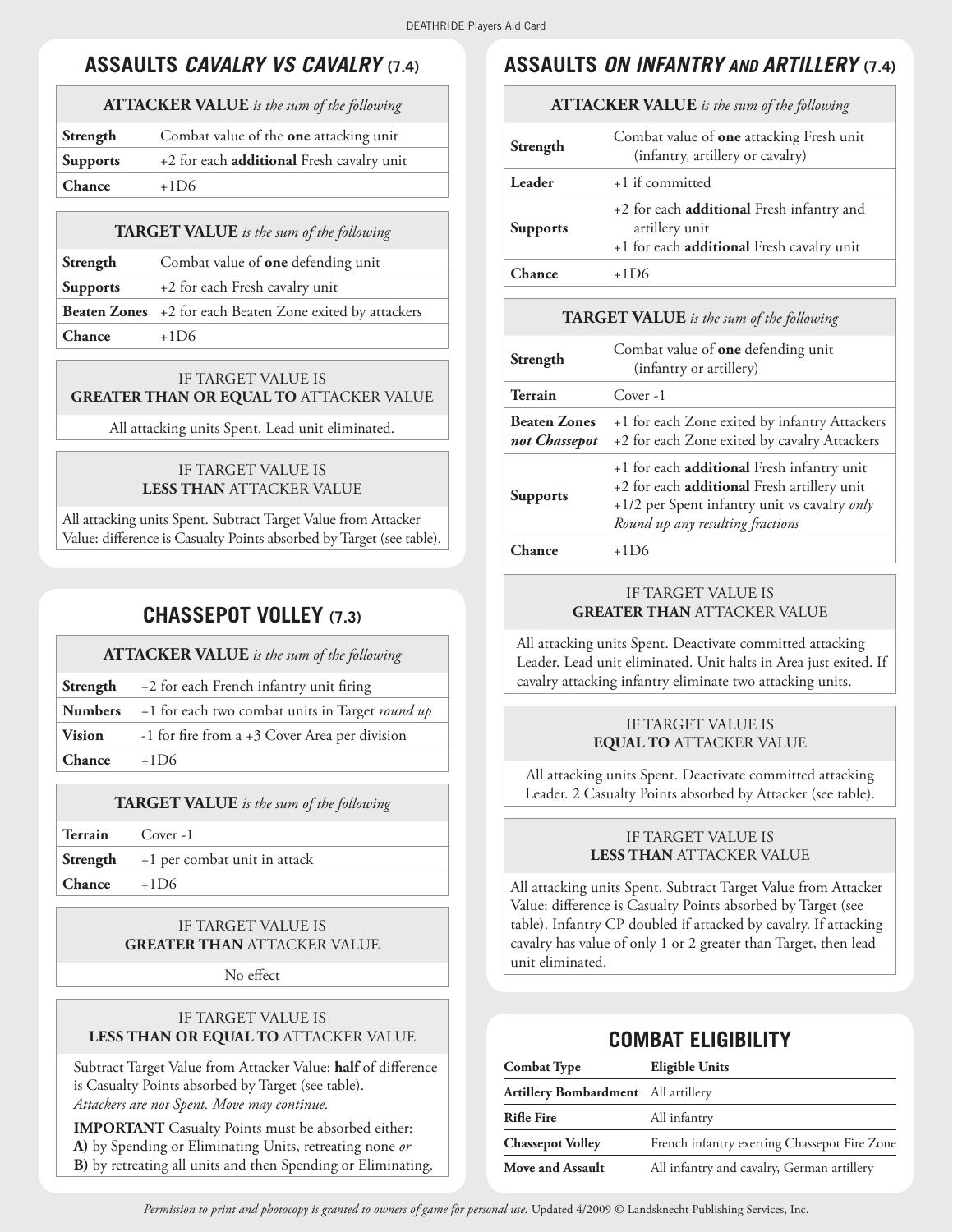## ASSAULTS *CAVALRY VS CAVALRY* (7.4)

| **ATTACKER VALUE** *is the sum of the following* | |
|---|---|
| **Strength** | Combat value of the **one** attacking unit |
| **Supports** | +2 for each **additional** Fresh cavalry unit |
| **Chance** | +1D6 |

| **TARGET VALUE** *is the sum of the following* | |
|---|---|
| **Strength** | Combat value of **one** defending unit |
| **Supports** | +2 for each Fresh cavalry unit |
| **Beaten Zones** | +2 for each Beaten Zone exited by attackers |
| **Chance** | +1D6 |

**IF TARGET VALUE IS GREATER THAN OR EQUAL TO ATTACKER VALUE**

All attacking units Spent. Lead unit eliminated.

**IF TARGET VALUE IS LESS THAN ATTACKER VALUE**

All attacking units Spent. Subtract Target Value from Attacker Value: difference is Casualty Points absorbed by Target (see table).

## CHASSEPOT VOLLEY (7.3)

| **ATTACKER VALUE** *is the sum of the following* | |
|---|---|
| **Strength** | +2 for each French infantry unit firing |
| **Numbers** | +1 for each two combat units in Target *round up* |
| **Vision** | -1 for fire from a +3 Cover Area per division |
| **Chance** | +1D6 |

| **TARGET VALUE** *is the sum of the following* | |
|---|---|
| **Terrain** | Cover -1 |
| **Strength** | +1 per combat unit in attack |
| **Chance** | +1D6 |

**IF TARGET VALUE IS GREATER THAN ATTACKER VALUE**

No effect

**IF TARGET VALUE IS LESS THAN OR EQUAL TO ATTACKER VALUE**

Subtract Target Value from Attacker Value: **half** of difference is Casualty Points absorbed by Target (see table).
*Attackers are not Spent. Move may continue.*

**IMPORTANT** Casualty Points must be absorbed either:
**A)** by Spending or Eliminating Units, retreating none *or*
**B)** by retreating all units and then Spending or Eliminating.

## ASSAULTS *ON INFANTRY AND ARTILLERY* (7.4)

| **ATTACKER VALUE** *is the sum of the following* | |
|---|---|
| **Strength** | Combat value of **one** attacking Fresh unit (infantry, artillery or cavalry) |
| **Leader** | +1 if committed |
| **Supports** | +2 for each **additional** Fresh infantry and artillery unit<br>+1 for each **additional** Fresh cavalry unit |
| **Chance** | +1D6 |

| **TARGET VALUE** *is the sum of the following* | |
|---|---|
| **Strength** | Combat value of **one** defending unit (infantry or artillery) |
| **Terrain** | Cover -1 |
| **Beaten Zones** *not Chassepot* | +1 for each Zone exited by infantry Attackers<br>+2 for each Zone exited by cavalry Attackers |
| **Supports** | +1 for each **additional** Fresh infantry unit<br>+2 for each **additional** Fresh artillery unit<br>+1/2 per Spent infantry unit vs cavalry *only*<br>*Round up any resulting fractions* |
| **Chance** | +1D6 |

**IF TARGET VALUE IS GREATER THAN ATTACKER VALUE**

All attacking units Spent. Deactivate committed attacking Leader. Lead unit eliminated. Unit halts in Area just exited. If cavalry attacking infantry eliminate two attacking units.

**IF TARGET VALUE IS EQUAL TO ATTACKER VALUE**

All attacking units Spent. Deactivate committed attacking Leader. 2 Casualty Points absorbed by Attacker (see table).

**IF TARGET VALUE IS LESS THAN ATTACKER VALUE**

All attacking units Spent. Subtract Target Value from Attacker Value: difference is Casualty Points absorbed by Target (see table). Infantry CP doubled if attacked by cavalry. If attacking cavalry has value of only 1 or 2 greater than Target, then lead unit eliminated.

## COMBAT ELIGIBILITY

| Combat Type | Eligible Units |
|---|---|
| **Artillery Bombardment** | All artillery |
| **Rifle Fire** | All infantry |
| **Chassepot Volley** | French infantry exerting Chassepot Fire Zone |
| **Move and Assault** | All infantry and cavalry, German artillery |

*Permission to print and photocopy is granted to owners of game for personal use.* Updated 4/2009 © Landsknecht Publishing Services, Inc.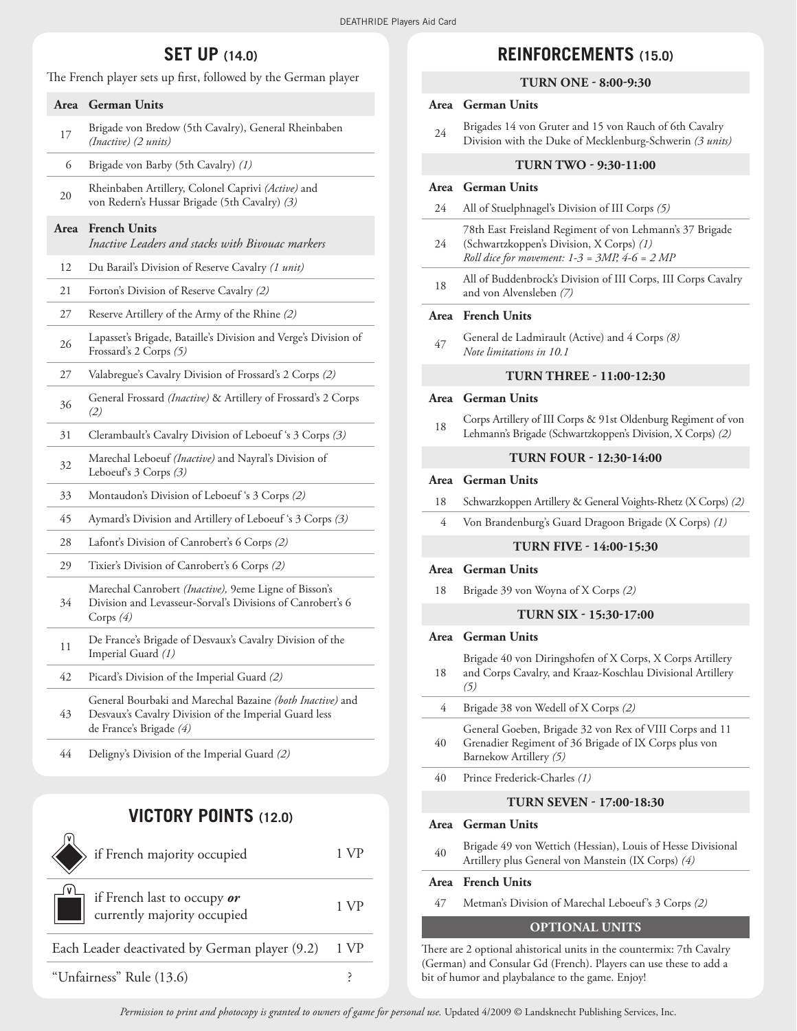## SET UP (14.0)

The French player sets up first, followed by the German player

| Area | German Units |
|---|---|
| 17 | Brigade von Bredow (5th Cavalry), General Rheinbaben *(Inactive) (2 units)* |
| 6 | Brigade von Barby (5th Cavalry) *(1)* |
| 20 | Rheinbaben Artillery, Colonel Caprivi *(Active)* and von Redern's Hussar Brigade (5th Cavalry) *(3)* |
| **Area** | **French Units** *Inactive Leaders and stacks with Bivouac markers* |
| 12 | Du Barail's Division of Reserve Cavalry *(1 unit)* |
| 21 | Forton's Division of Reserve Cavalry *(2)* |
| 27 | Reserve Artillery of the Army of the Rhine *(2)* |
| 26 | Lapasset's Brigade, Bataille's Division and Verge's Division of Frossard's 2 Corps *(5)* |
| 27 | Valabregue's Cavalry Division of Frossard's 2 Corps *(2)* |
| 36 | General Frossard *(Inactive)* & Artillery of Frossard's 2 Corps *(2)* |
| 31 | Clerambault's Cavalry Division of Leboeuf 's 3 Corps *(3)* |
| 32 | Marechal Leboeuf *(Inactive)* and Nayral's Division of Leboeuf's 3 Corps *(3)* |
| 33 | Montaudon's Division of Leboeuf 's 3 Corps *(2)* |
| 45 | Aymard's Division and Artillery of Leboeuf 's 3 Corps *(3)* |
| 28 | Lafont's Division of Canrobert's 6 Corps *(2)* |
| 29 | Tixier's Division of Canrobert's 6 Corps *(2)* |
| 34 | Marechal Canrobert *(Inactive)*, 9eme Ligne of Bisson's Division and Levasseur-Sorval's Divisions of Canrobert's 6 Corps *(4)* |
| 11 | De France's Brigade of Desvaux's Cavalry Division of the Imperial Guard *(1)* |
| 42 | Picard's Division of the Imperial Guard *(2)* |
| 43 | General Bourbaki and Marechal Bazaine *(both Inactive)* and Desvaux's Cavalry Division of the Imperial Guard less de France's Brigade *(4)* |
| 44 | Deligny's Division of the Imperial Guard *(2)* |

## VICTORY POINTS (12.0)

| | |
|---|---|
| (diamond V marker) if French majority occupied | 1 VP |
| (square V marker) if French last to occupy ***or*** currently majority occupied | 1 VP |
| Each Leader deactivated by German player (9.2) | 1 VP |
| "Unfairness" Rule (13.6) | ? |

## REINFORCEMENTS (15.0)

| Area | Units |
|---|---|
| **TURN ONE - 8:00-9:30** | |
| **Area** | **German Units** |
| 24 | Brigades 14 von Gruter and 15 von Rauch of 6th Cavalry Division with the Duke of Mecklenburg-Schwerin *(3 units)* |
| **TURN TWO - 9:30-11:00** | |
| **Area** | **German Units** |
| 24 | All of Stuelphnagel's Division of III Corps *(5)* |
| 24 | 78th East Freisland Regiment of von Lehmann's 37 Brigade (Schwartzkoppen's Division, X Corps) *(1)* *Roll dice for movement: 1-3 = 3MP, 4-6 = 2 MP* |
| 18 | All of Buddenbrock's Division of III Corps, III Corps Cavalry and von Alvensleben *(7)* |
| **Area** | **French Units** |
| 47 | General de Ladmirault (Active) and 4 Corps *(8)* *Note limitations in 10.1* |
| **TURN THREE - 11:00-12:30** | |
| **Area** | **German Units** |
| 18 | Corps Artillery of III Corps & 91st Oldenburg Regiment of von Lehmann's Brigade (Schwartzkoppen's Division, X Corps) *(2)* |
| **TURN FOUR - 12:30-14:00** | |
| **Area** | **German Units** |
| 18 | Schwarzkoppen Artillery & General Voights-Rhetz (X Corps) *(2)* |
| 4 | Von Brandenburg's Guard Dragoon Brigade (X Corps) *(1)* |
| **TURN FIVE - 14:00-15:30** | |
| **Area** | **German Units** |
| 18 | Brigade 39 von Woyna of X Corps *(2)* |
| **TURN SIX - 15:30-17:00** | |
| **Area** | **German Units** |
| 18 | Brigade 40 von Diringshofen of X Corps, X Corps Artillery and Corps Cavalry, and Kraaz-Koschlau Divisional Artillery *(5)* |
| 4 | Brigade 38 von Wedell of X Corps *(2)* |
| 40 | General Goeben, Brigade 32 von Rex of VIII Corps and 11 Grenadier Regiment of 36 Brigade of IX Corps plus von Barnekow Artillery *(5)* |
| 40 | Prince Frederick-Charles *(1)* |
| **TURN SEVEN - 17:00-18:30** | |
| **Area** | **German Units** |
| 40 | Brigade 49 von Wettich (Hessian), Louis of Hesse Divisional Artillery plus General von Manstein (IX Corps) *(4)* |
| **Area** | **French Units** |
| 47 | Metman's Division of Marechal Leboeuf's 3 Corps *(2)* |

### OPTIONAL UNITS

There are 2 optional ahistorical units in the countermix: 7th Cavalry (German) and Consular Gd (French). Players can use these to add a bit of humor and playbalance to the game. Enjoy!

*Permission to print and photocopy is granted to owners of game for personal use.* Updated 4/2009 © Landsknecht Publishing Services, Inc.